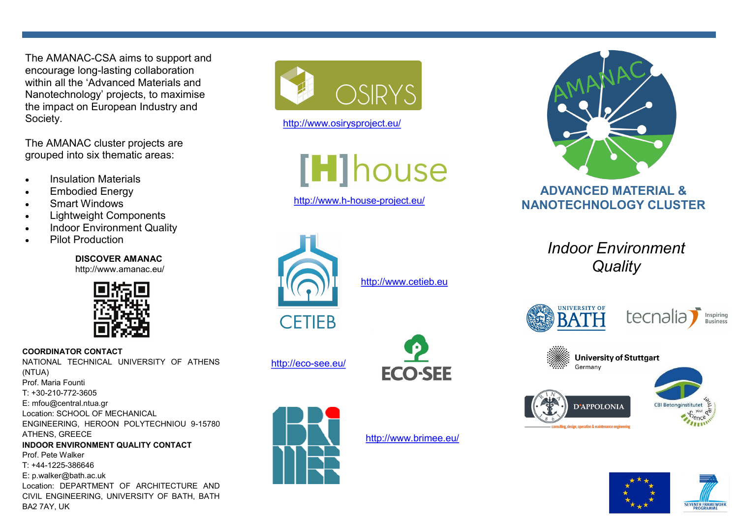The AMANAC-CSA aims to support and encourage long-lasting collaboration within all the 'Advanced Materials and Nanotechnology' projects, to maximise the impact on European Industry and Society.

The AMANAC cluster projects are grouped into six thematic areas:

- Insulation Materials
- Embodied Energy
- Smart Windows
- Lightweight Components
- Indoor Environment Quality
- Pilot Production

**DISCOVER AMANAC**
http://www.amanac.eu/

**COORDINATOR CONTACT**
NATIONAL TECHNICAL UNIVERSITY OF ATHENS (NTUA)
Prof. Maria Founti
T: +30-210-772-3605
E: mfou@central.ntua.gr
Location: SCHOOL OF MECHANICAL ENGINEERING, HEROON POLYTECHNIOU 9-15780 ATHENS, GREECE

**INDOOR ENVIRONMENT QUALITY CONTACT**
Prof. Pete Walker
T: +44-1225-386646
E: p.walker@bath.ac.uk
Location: DEPARTMENT OF ARCHITECTURE AND CIVIL ENGINEERING, UNIVERSITY OF BATH, BATH BA2 7AY, UK

OSIRYS
http://www.osirysproject.eu/

[H]house
http://www.h-house-project.eu/

CETIEB
http://www.cetieb.eu

ECO-SEE
http://eco-see.eu/

BRIMEE
http://www.brimee.eu/

AMANAC

## ADVANCED MATERIAL & NANOTECHNOLOGY CLUSTER

# *Indoor Environment Quality*

UNIVERSITY OF BATH

tecnalia Inspiring Business

University of Stuttgart Germany

D'APPOLONIA consulting, design, operation & maintenance engineering

CBI Betonginstitutet your Science Partner

SEVENTH FRAMEWORK PROGRAMME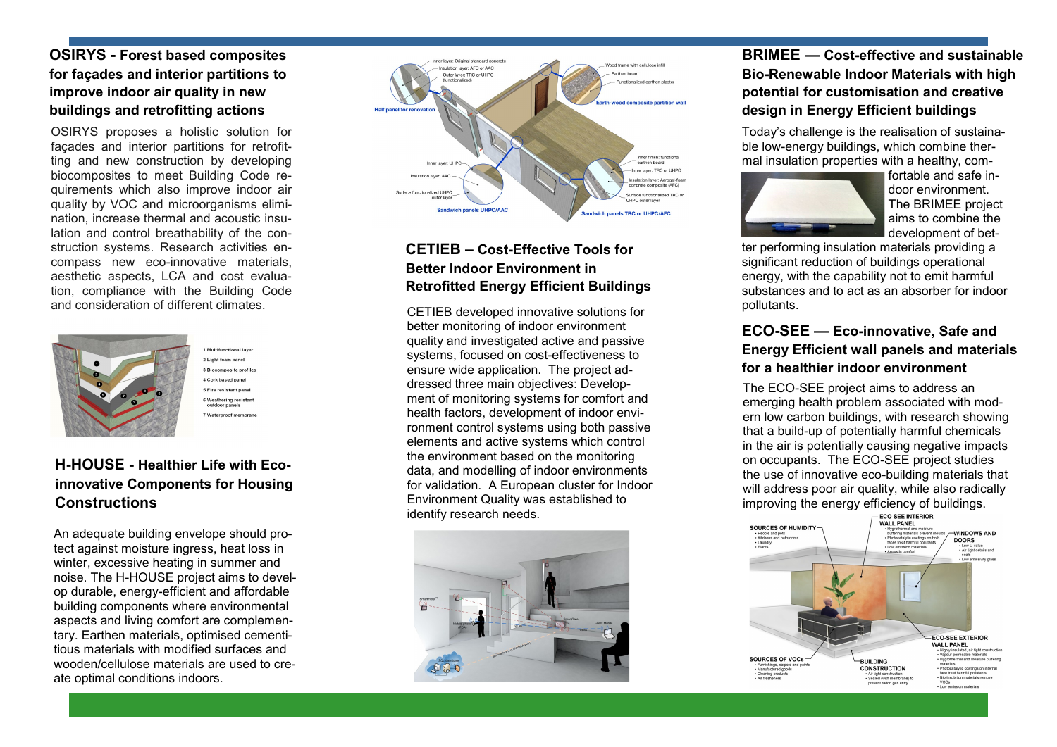## OSIRYS - Forest based composites for façades and interior partitions to improve indoor air quality in new buildings and retrofitting actions

OSIRYS proposes a holistic solution for façades and interior partitions for retrofitting and new construction by developing biocomposites to meet Building Code requirements which also improve indoor air quality by VOC and microorganisms elimination, increase thermal and acoustic insulation and control breathability of the construction systems. Research activities encompass new eco-innovative materials, aesthetic aspects, LCA and cost evaluation, compliance with the Building Code and consideration of different climates.

1 Multifunctional layer
2 Light foam panel
3 Biocomposite profiles
4 Cork based panel
5 Fire resistant panel
6 Weathering resistant outdoor panels
7 Waterproof membrane

## H-HOUSE - Healthier Life with Eco-innovative Components for Housing Constructions

An adequate building envelope should protect against moisture ingress, heat loss in winter, excessive heating in summer and noise. The H-HOUSE project aims to develop durable, energy-efficient and affordable building components where environmental aspects and living comfort are complementary. Earthen materials, optimised cementitious materials with modified surfaces and wooden/cellulose materials are used to create optimal conditions indoors.

Inner layer: Original standard concrete
Insulation layer: AFC or AAC
Outer layer: TRC or UHPC (functionalized)
Half panel for renovation

Wood frame with cellulose infill
Earthen board
Functionalized earthen plaster
Earth-wood composite partition wall

Inner layer: UHPC
Insulation layer: AAC
Surface functionalized UHPC outer layer
Sandwich panels UHPC/AAC

Inner finish: functional earthen board
Inner layer: TRC or UHPC
Insulation layer: Aerogel-foam concrete composite (AFC)
Surface functionalized TRC or UHPC outer layer
Sandwich panels TRC or UHPC/AFC

## CETIEB – Cost-Effective Tools for Better Indoor Environment in Retrofitted Energy Efficient Buildings

CETIEB developed innovative solutions for better monitoring of indoor environment quality and investigated active and passive systems, focused on cost-effectiveness to ensure wide application. The project addressed three main objectives: Development of monitoring systems for comfort and health factors, development of indoor environment control systems using both passive elements and active systems which control the environment based on the monitoring data, and modelling of indoor environments for validation. A European cluster for Indoor Environment Quality was established to identify research needs.

## BRIMEE — Cost-effective and sustainable Bio-Renewable Indoor Materials with high potential for customisation and creative design in Energy Efficient buildings

Today's challenge is the realisation of sustainable low-energy buildings, which combine thermal insulation properties with a healthy, comfortable and safe indoor environment. The BRIMEE project aims to combine the development of better performing insulation materials providing a significant reduction of buildings operational energy, with the capability not to emit harmful substances and to act as an absorber for indoor pollutants.

## ECO-SEE — Eco-innovative, Safe and Energy Efficient wall panels and materials for a healthier indoor environment

The ECO-SEE project aims to address an emerging health problem associated with modern low carbon buildings, with research showing that a build-up of potentially harmful chemicals in the air is potentially causing negative impacts on occupants. The ECO-SEE project studies the use of innovative eco-building materials that will address poor air quality, while also radically improving the energy efficiency of buildings.

SOURCES OF HUMIDITY
- People and pets
- Kitchens and bathrooms
- Laundry
- Plants

ECO-SEE INTERIOR WALL PANEL
- Hygrothermal and moisture buffering materials prevent moulds
- Photocatalytic coatings on both faces treat harmful pollutants
- Low emission materials
- Acoustic comfort

WINDOWS AND DOORS
- Low U-value
- Air tight details and seals
- Low-emissivity glass

SOURCES OF VOCs
- Furnishings, carpets and paints
- Manufactured goods
- Cleaning products
- Air fresheners

BUILDING CONSTRUCTION
- Air tight construction
- Sealed (with membrane) to prevent radon gas entry

ECO-SEE EXTERIOR WALL PANEL
- Highly insulated, air tight construction
- Vapour permeable materials
- Hygrothermal and moisture buffering materials
- Photocatalytic coatings on internal face treat harmful pollutants
- Bio-insulation materials remove VOCs
- Low emission materials